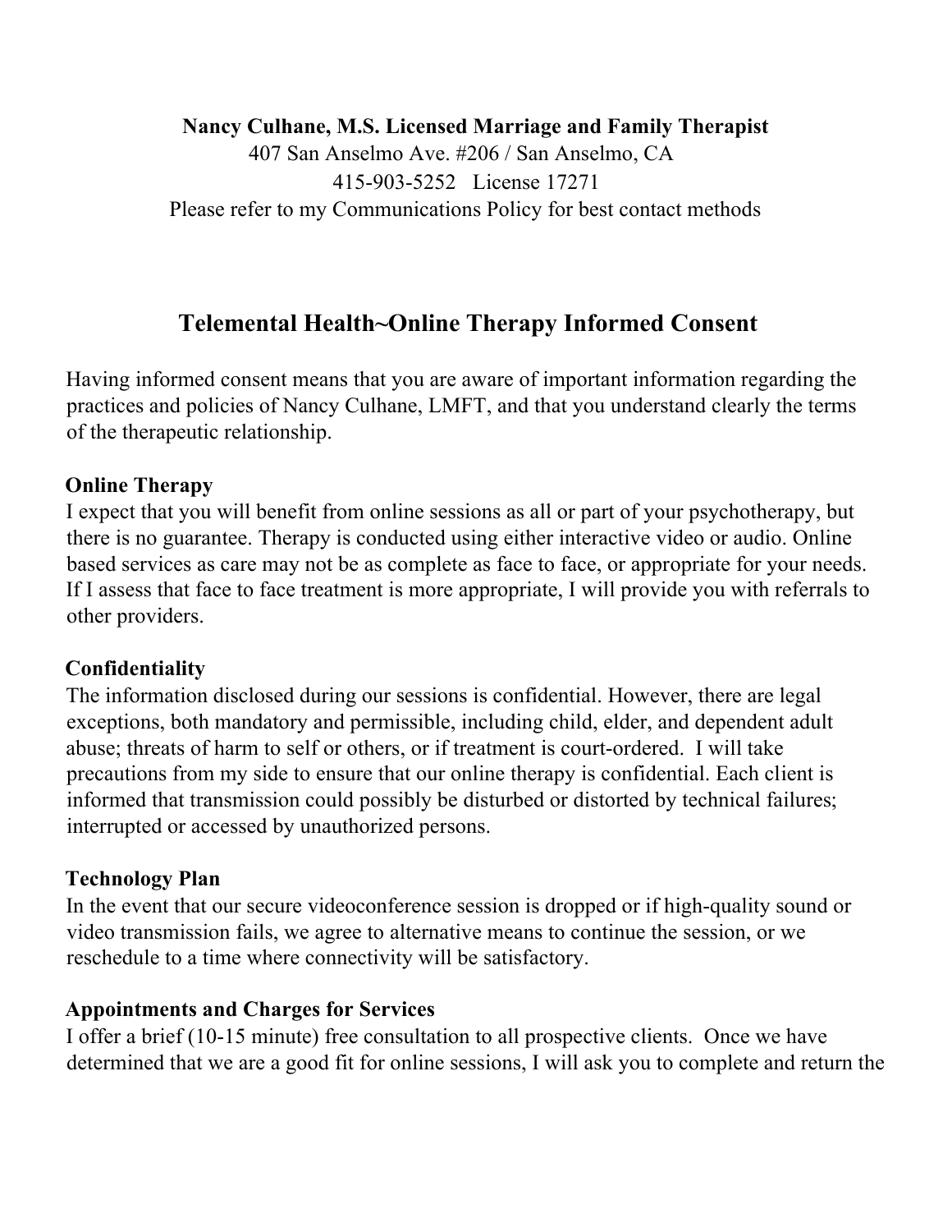**Nancy Culhane, M.S. Licensed Marriage and Family Therapist**
407 San Anselmo Ave. #206 / San Anselmo, CA
415-903-5252 License 17271
Please refer to my Communications Policy for best contact methods

# Telemental Health~Online Therapy Informed Consent

Having informed consent means that you are aware of important information regarding the practices and policies of Nancy Culhane, LMFT, and that you understand clearly the terms of the therapeutic relationship.

**Online Therapy**
I expect that you will benefit from online sessions as all or part of your psychotherapy, but there is no guarantee. Therapy is conducted using either interactive video or audio. Online based services as care may not be as complete as face to face, or appropriate for your needs. If I assess that face to face treatment is more appropriate, I will provide you with referrals to other providers.

**Confidentiality**
The information disclosed during our sessions is confidential. However, there are legal exceptions, both mandatory and permissible, including child, elder, and dependent adult abuse; threats of harm to self or others, or if treatment is court-ordered. I will take precautions from my side to ensure that our online therapy is confidential. Each client is informed that transmission could possibly be disturbed or distorted by technical failures; interrupted or accessed by unauthorized persons.

**Technology Plan**
In the event that our secure videoconference session is dropped or if high-quality sound or video transmission fails, we agree to alternative means to continue the session, or we reschedule to a time where connectivity will be satisfactory.

**Appointments and Charges for Services**
I offer a brief (10-15 minute) free consultation to all prospective clients. Once we have determined that we are a good fit for online sessions, I will ask you to complete and return the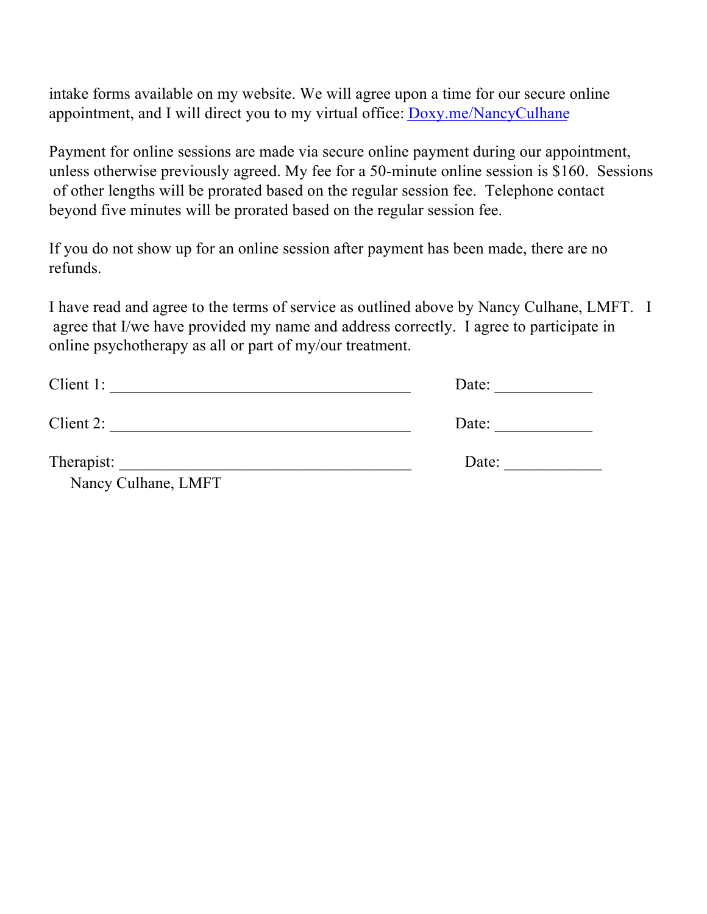intake forms available on my website. We will agree upon a time for our secure online appointment, and I will direct you to my virtual office: [Doxy.me/NancyCulhane](https://Doxy.me/NancyCulhane)

Payment for online sessions are made via secure online payment during our appointment, unless otherwise previously agreed. My fee for a 50-minute online session is $160. Sessions of other lengths will be prorated based on the regular session fee. Telephone contact beyond five minutes will be prorated based on the regular session fee.

If you do not show up for an online session after payment has been made, there are no refunds.

I have read and agree to the terms of service as outlined above by Nancy Culhane, LMFT. I agree that I/we have provided my name and address correctly. I agree to participate in online psychotherapy as all or part of my/our treatment.

Client 1: _______________________________________ Date: ____________

Client 2: _______________________________________ Date: ____________

Therapist: ______________________________________ Date: ____________
Nancy Culhane, LMFT